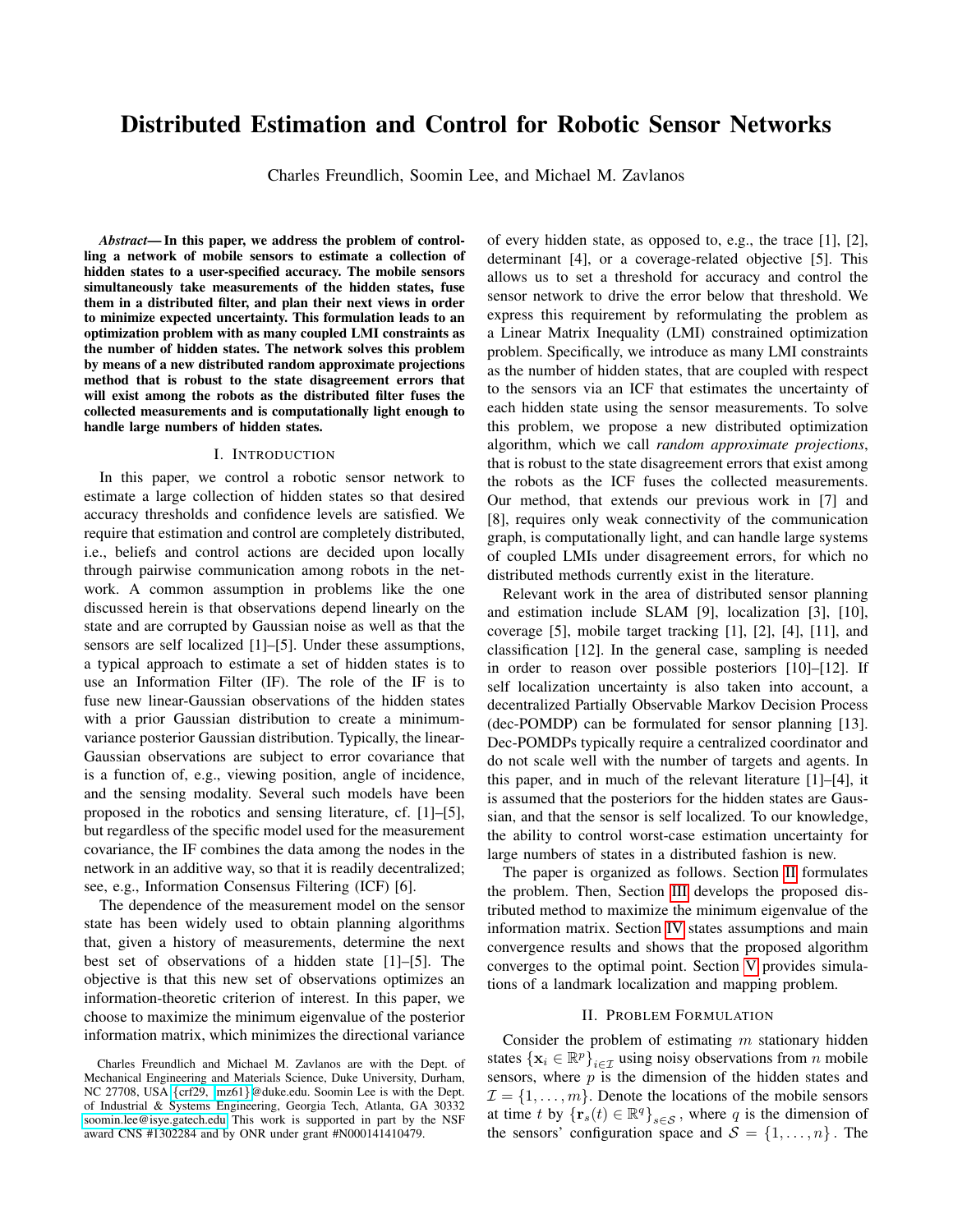# Distributed Estimation and Control for Robotic Sensor Networks

Charles Freundlich, Soomin Lee, and Michael M. Zavlanos

***Abstract*— In this paper, we address the problem of controlling a network of mobile sensors to estimate a collection of hidden states to a user-specified accuracy. The mobile sensors simultaneously take measurements of the hidden states, fuse them in a distributed filter, and plan their next views in order to minimize expected uncertainty. This formulation leads to an optimization problem with as many coupled LMI constraints as the number of hidden states. The network solves this problem by means of a new distributed random approximate projections method that is robust to the state disagreement errors that will exist among the robots as the distributed filter fuses the collected measurements and is computationally light enough to handle large numbers of hidden states.**

## I. Introduction

In this paper, we control a robotic sensor network to estimate a large collection of hidden states so that desired accuracy thresholds and confidence levels are satisfied. We require that estimation and control are completely distributed, i.e., beliefs and control actions are decided upon locally through pairwise communication among robots in the network. A common assumption in problems like the one discussed herein is that observations depend linearly on the state and are corrupted by Gaussian noise as well as that the sensors are self localized [1]–[5]. Under these assumptions, a typical approach to estimate a set of hidden states is to use an Information Filter (IF). The role of the IF is to fuse new linear-Gaussian observations of the hidden states with a prior Gaussian distribution to create a minimum-variance posterior Gaussian distribution. Typically, the linear-Gaussian observations are subject to error covariance that is a function of, e.g., viewing position, angle of incidence, and the sensing modality. Several such models have been proposed in the robotics and sensing literature, cf. [1]–[5], but regardless of the specific model used for the measurement covariance, the IF combines the data among the nodes in the network in an additive way, so that it is readily decentralized; see, e.g., Information Consensus Filtering (ICF) [6].

The dependence of the measurement model on the sensor state has been widely used to obtain planning algorithms that, given a history of measurements, determine the next best set of observations of a hidden state [1]–[5]. The objective is that this new set of observations optimizes an information-theoretic criterion of interest. In this paper, we choose to maximize the minimum eigenvalue of the posterior information matrix, which minimizes the directional variance of every hidden state, as opposed to, e.g., the trace [1], [2], determinant [4], or a coverage-related objective [5]. This allows us to set a threshold for accuracy and control the sensor network to drive the error below that threshold. We express this requirement by reformulating the problem as a Linear Matrix Inequality (LMI) constrained optimization problem. Specifically, we introduce as many LMI constraints as the number of hidden states, that are coupled with respect to the sensors via an ICF that estimates the uncertainty of each hidden state using the sensor measurements. To solve this problem, we propose a new distributed optimization algorithm, which we call *random approximate projections*, that is robust to the state disagreement errors that exist among the robots as the ICF fuses the collected measurements. Our method, that extends our previous work in [7] and [8], requires only weak connectivity of the communication graph, is computationally light, and can handle large systems of coupled LMIs under disagreement errors, for which no distributed methods currently exist in the literature.

Relevant work in the area of distributed sensor planning and estimation include SLAM [9], localization [3], [10], coverage [5], mobile target tracking [1], [2], [4], [11], and classification [12]. In the general case, sampling is needed in order to reason over possible posteriors [10]–[12]. If self localization uncertainty is also taken into account, a decentralized Partially Observable Markov Decision Process (dec-POMDP) can be formulated for sensor planning [13]. Dec-POMDPs typically require a centralized coordinator and do not scale well with the number of targets and agents. In this paper, and in much of the relevant literature [1]–[4], it is assumed that the posteriors for the hidden states are Gaussian, and that the sensor is self localized. To our knowledge, the ability to control worst-case estimation uncertainty for large numbers of states in a distributed fashion is new.

The paper is organized as follows. Section II formulates the problem. Then, Section III develops the proposed distributed method to maximize the minimum eigenvalue of the information matrix. Section IV states assumptions and main convergence results and shows that the proposed algorithm converges to the optimal point. Section V provides simulations of a landmark localization and mapping problem.

## II. Problem Formulation

Consider the problem of estimating $m$ stationary hidden states $\{\mathbf{x}_i \in \mathbb{R}^p\}_{i\in\mathcal{I}}$ using noisy observations from $n$ mobile sensors, where $p$ is the dimension of the hidden states and $\mathcal{I} = \{1, \ldots, m\}$. Denote the locations of the mobile sensors at time $t$ by $\{\mathbf{r}_s(t) \in \mathbb{R}^q\}_{s\in\mathcal{S}}$, where $q$ is the dimension of the sensors' configuration space and $\mathcal{S} = \{1, \ldots, n\}$. The

Charles Freundlich and Michael M. Zavlanos are with the Dept. of Mechanical Engineering and Materials Science, Duke University, Durham, NC 27708, USA {crf29, mz61}@duke.edu. Soomin Lee is with the Dept. of Industrial & Systems Engineering, Georgia Tech, Atlanta, GA 30332 soomin.lee@isye.gatech.edu This work is supported in part by the NSF award CNS #1302284 and by ONR under grant #N000141410479.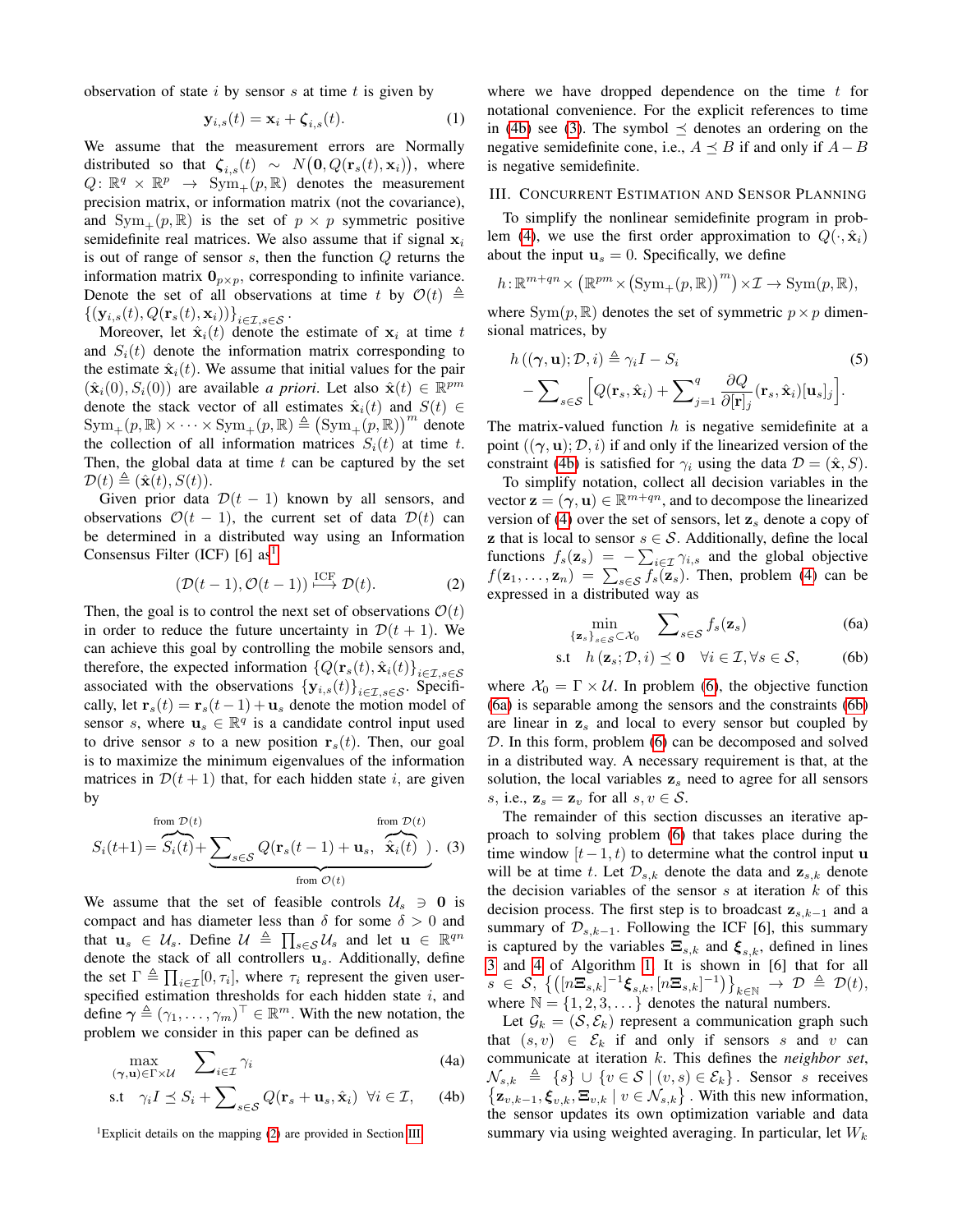observation of state $i$ by sensor $s$ at time $t$ is given by

$$\mathbf{y}_{i,s}(t) = \mathbf{x}_i + \boldsymbol{\zeta}_{i,s}(t). \tag{1}$$

We assume that the measurement errors are Normally distributed so that $\boldsymbol{\zeta}_{i,s}(t) \sim N\big(\mathbf{0}, Q(\mathbf{r}_s(t), \mathbf{x}_i)\big)$, where $Q\colon \mathbb{R}^q \times \mathbb{R}^p \to \mathrm{Sym}_+(p,\mathbb{R})$ denotes the measurement precision matrix, or information matrix (not the covariance), and $\mathrm{Sym}_+(p,\mathbb{R})$ is the set of $p \times p$ symmetric positive semidefinite real matrices. We also assume that if signal $\mathbf{x}_i$ is out of range of sensor $s$, then the function $Q$ returns the information matrix $\mathbf{0}_{p\times p}$, corresponding to infinite variance. Denote the set of all observations at time $t$ by $\mathcal{O}(t) \triangleq \{(\mathbf{y}_{i,s}(t), Q(\mathbf{r}_s(t), \mathbf{x}_i))\}_{i\in\mathcal{I}, s\in\mathcal{S}}$.

Moreover, let $\hat{\mathbf{x}}_i(t)$ denote the estimate of $\mathbf{x}_i$ at time $t$ and $S_i(t)$ denote the information matrix corresponding to the estimate $\hat{\mathbf{x}}_i(t)$. We assume that initial values for the pair $(\hat{\mathbf{x}}_i(0), S_i(0))$ are available *a priori*. Let also $\hat{\mathbf{x}}(t) \in \mathbb{R}^{pm}$ denote the stack vector of all estimates $\hat{\mathbf{x}}_i(t)$ and $S(t) \in \mathrm{Sym}_+(p,\mathbb{R}) \times \cdots \times \mathrm{Sym}_+(p,\mathbb{R}) \triangleq \big(\mathrm{Sym}_+(p,\mathbb{R})\big)^m$ denote the collection of all information matrices $S_i(t)$ at time $t$. Then, the global data at time $t$ can be captured by the set $\mathcal{D}(t) \triangleq (\hat{\mathbf{x}}(t), S(t))$.

Given prior data $\mathcal{D}(t-1)$ known by all sensors, and observations $\mathcal{O}(t-1)$, the current set of data $\mathcal{D}(t)$ can be determined in a distributed way using an Information Consensus Filter (ICF) [6] as[1]

$$(\mathcal{D}(t-1), \mathcal{O}(t-1)) \overset{\text{ICF}}{\longmapsto} \mathcal{D}(t). \tag{2}$$

Then, the goal is to control the next set of observations $\mathcal{O}(t)$ in order to reduce the future uncertainty in $\mathcal{D}(t+1)$. We can achieve this goal by controlling the mobile sensors and, therefore, the expected information $\{Q(\mathbf{r}_s(t), \hat{\mathbf{x}}_i(t)\}_{i\in\mathcal{I}, s\in\mathcal{S}}$ associated with the observations $\{\mathbf{y}_{i,s}(t)\}_{i\in\mathcal{I}, s\in\mathcal{S}}$. Specifically, let $\mathbf{r}_s(t) = \mathbf{r}_s(t-1) + \mathbf{u}_s$ denote the motion model of sensor $s$, where $\mathbf{u}_s \in \mathbb{R}^q$ is a candidate control input used to drive sensor $s$ to a new position $\mathbf{r}_s(t)$. Then, our goal is to maximize the minimum eigenvalues of the information matrices in $\mathcal{D}(t+1)$ that, for each hidden state $i$, are given by

$$S_i(t+1) = \overbrace{S_i(t)}^{\text{from } \mathcal{D}(t)} + \underbrace{\sum_{s\in\mathcal{S}} Q(\mathbf{r}_s(t-1) + \mathbf{u}_s,\ \overbrace{\hat{\mathbf{x}}_i(t)}^{\text{from } \mathcal{D}(t)}\ )}_{\text{from } \mathcal{O}(t)}. \tag{3}$$

We assume that the set of feasible controls $\mathcal{U}_s \ni \mathbf{0}$ is compact and has diameter less than $\delta$ for some $\delta > 0$ and that $\mathbf{u}_s \in \mathcal{U}_s$. Define $\mathcal{U} \triangleq \prod_{s\in\mathcal{S}} \mathcal{U}_s$ and let $\mathbf{u} \in \mathbb{R}^{qn}$ denote the stack of all controllers $\mathbf{u}_s$. Additionally, define the set $\Gamma \triangleq \prod_{i\in\mathcal{I}} [0, \tau_i]$, where $\tau_i$ represent the given user-specified estimation thresholds for each hidden state $i$, and define $\boldsymbol{\gamma} \triangleq (\gamma_1, \ldots, \gamma_m)^\top \in \mathbb{R}^m$. With the new notation, the problem we consider in this paper can be defined as

$$\max_{(\boldsymbol{\gamma},\mathbf{u})\in\Gamma\times\mathcal{U}} \quad \sum_{i\in\mathcal{I}} \gamma_i \tag{4a}$$

$$\text{s.t} \quad \gamma_i I \preceq S_i + \sum_{s\in\mathcal{S}} Q(\mathbf{r}_s + \mathbf{u}_s, \hat{\mathbf{x}}_i) \ \ \forall i \in \mathcal{I}, \tag{4b}$$

where we have dropped dependence on the time $t$ for notational convenience. For the explicit references to time in (4b) see (3). The symbol $\preceq$ denotes an ordering on the negative semidefinite cone, i.e., $A \preceq B$ if and only if $A - B$ is negative semidefinite.

## III. Concurrent Estimation and Sensor Planning

To simplify the nonlinear semidefinite program in problem (4), we use the first order approximation to $Q(\cdot, \hat{\mathbf{x}}_i)$ about the input $\mathbf{u}_s = 0$. Specifically, we define

$$h\colon \mathbb{R}^{m+qn} \times \Big(\mathbb{R}^{pm} \times \big(\mathrm{Sym}_+(p,\mathbb{R})\big)^m\Big) \times \mathcal{I} \to \mathrm{Sym}(p,\mathbb{R}),$$

where $\mathrm{Sym}(p,\mathbb{R})$ denotes the set of symmetric $p\times p$ dimensional matrices, by

$$h\left((\boldsymbol{\gamma},\mathbf{u}); \mathcal{D}, i\right) \triangleq \gamma_i I - S_i - \sum_{s\in\mathcal{S}} \Big[ Q(\mathbf{r}_s, \hat{\mathbf{x}}_i) + \sum_{j=1}^{q} \frac{\partial Q}{\partial [\mathbf{r}]_j}(\mathbf{r}_s, \hat{\mathbf{x}}_i)[\mathbf{u}_s]_j \Big]. \tag{5}$$

The matrix-valued function $h$ is negative semidefinite at a point $((\boldsymbol{\gamma},\mathbf{u}); \mathcal{D}, i)$ if and only if the linearized version of the constraint (4b) is satisfied for $\gamma_i$ using the data $\mathcal{D} = (\hat{\mathbf{x}}, S)$.

To simplify notation, collect all decision variables in the vector $\mathbf{z} = (\boldsymbol{\gamma}, \mathbf{u}) \in \mathbb{R}^{m+qn}$, and to decompose the linearized version of (4) over the set of sensors, let $\mathbf{z}_s$ denote a copy of $\mathbf{z}$ that is local to sensor $s \in \mathcal{S}$. Additionally, define the local functions $f_s(\mathbf{z}_s) = -\sum_{i\in\mathcal{I}} \gamma_{i,s}$ and the global objective $f(\mathbf{z}_1, \ldots, \mathbf{z}_n) = \sum_{s\in\mathcal{S}} f_s(\mathbf{z}_s)$. Then, problem (4) can be expressed in a distributed way as

$$\min_{\{\mathbf{z}_s\}_{s\in\mathcal{S}} \subset \mathcal{X}_0} \quad \sum_{s\in\mathcal{S}} f_s(\mathbf{z}_s) \tag{6a}$$

$$\text{s.t} \quad h\left(\mathbf{z}_s; \mathcal{D}, i\right) \preceq \mathbf{0} \quad \forall i \in \mathcal{I}, \forall s \in \mathcal{S}, \tag{6b}$$

where $\mathcal{X}_0 = \Gamma \times \mathcal{U}$. In problem (6), the objective function (6a) is separable among the sensors and the constraints (6b) are linear in $\mathbf{z}_s$ and local to every sensor but coupled by $\mathcal{D}$. In this form, problem (6) can be decomposed and solved in a distributed way. A necessary requirement is that, at the solution, the local variables $\mathbf{z}_s$ need to agree for all sensors $s$, i.e., $\mathbf{z}_s = \mathbf{z}_v$ for all $s, v \in \mathcal{S}$.

The remainder of this section discusses an iterative approach to solving problem (6) that takes place during the time window $[t-1, t)$ to determine what the control input $\mathbf{u}$ will be at time $t$. Let $\mathcal{D}_{s,k}$ denote the data and $\mathbf{z}_{s,k}$ denote the decision variables of the sensor $s$ at iteration $k$ of this decision process. The first step is to broadcast $\mathbf{z}_{s,k-1}$ and a summary of $\mathcal{D}_{s,k-1}$. Following the ICF [6], this summary is captured by the variables $\boldsymbol{\Xi}_{s,k}$ and $\boldsymbol{\xi}_{s,k}$, defined in lines 3 and 4 of Algorithm 1. It is shown in [6] that for all $s \in \mathcal{S}$, $\Big\{\big([n\boldsymbol{\Xi}_{s,k}]^{-1}\boldsymbol{\xi}_{s,k}, [n\boldsymbol{\Xi}_{s,k}]^{-1}\big)\Big\}_{k\in\mathbb{N}} \to \mathcal{D} \triangleq \mathcal{D}(t)$, where $\mathbb{N} = \{1, 2, 3, \ldots\}$ denotes the natural numbers.

Let $\mathcal{G}_k = (\mathcal{S}, \mathcal{E}_k)$ represent a communication graph such that $(s, v) \in \mathcal{E}_k$ if and only if sensors $s$ and $v$ can communicate at iteration $k$. This defines the *neighbor set*, $\mathcal{N}_{s,k} \triangleq \{s\} \cup \{v \in \mathcal{S} \mid (v, s) \in \mathcal{E}_k\}$. Sensor $s$ receives $\{\mathbf{z}_{v,k-1}, \boldsymbol{\xi}_{v,k}, \boldsymbol{\Xi}_{v,k} \mid v \in \mathcal{N}_{s,k}\}$. With this new information, the sensor updates its own optimization variable and data summary via using weighted averaging. In particular, let $W_k$

[1] Explicit details on the mapping (2) are provided in Section III.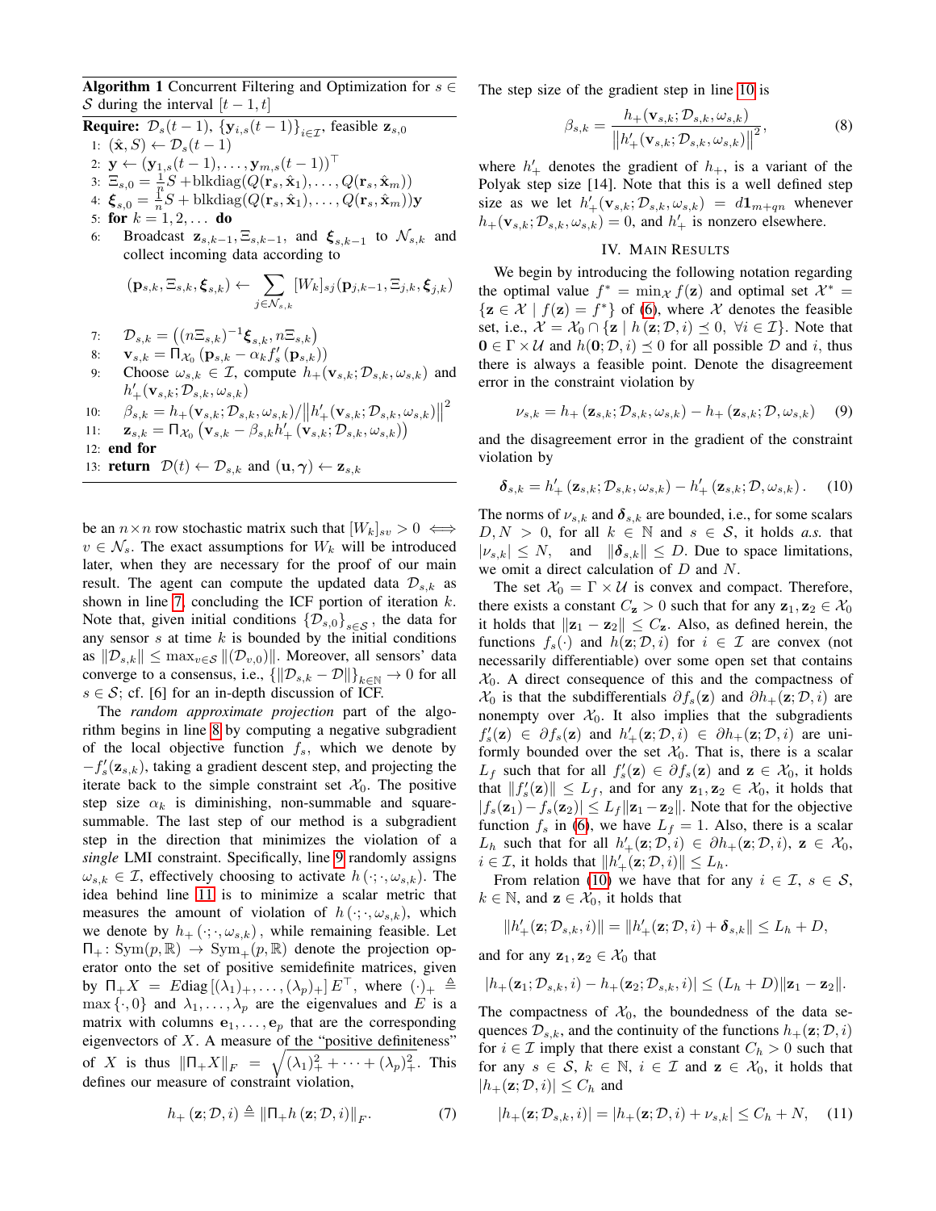**Algorithm 1** Concurrent Filtering and Optimization for $s \in \mathcal{S}$ during the interval $[t-1, t]$

**Require:** $\mathcal{D}_s(t-1)$, $\{\mathbf{y}_{i,s}(t-1)\}_{i\in\mathcal{I}}$, feasible $\mathbf{z}_{s,0}$

1: $(\hat{\mathbf{x}}, S) \leftarrow \mathcal{D}_s(t-1)$
2: $\mathbf{y} \leftarrow (\mathbf{y}_{1,s}(t-1), \ldots, \mathbf{y}_{m,s}(t-1))^\top$
3: $\Xi_{s,0} = \frac{1}{n}S + \mathrm{blkdiag}(Q(\mathbf{r}_s, \hat{\mathbf{x}}_1), \ldots, Q(\mathbf{r}_s, \hat{\mathbf{x}}_m))$
4: $\boldsymbol{\xi}_{s,0} = \frac{1}{n}S + \mathrm{blkdiag}(Q(\mathbf{r}_s, \hat{\mathbf{x}}_1), \ldots, Q(\mathbf{r}_s, \hat{\mathbf{x}}_m))\mathbf{y}$
5: **for** $k = 1, 2, \ldots$ **do**
6: Broadcast $\mathbf{z}_{s,k-1}, \Xi_{s,k-1}$, and $\boldsymbol{\xi}_{s,k-1}$ to $\mathcal{N}_{s,k}$ and collect incoming data according to
$$(\mathbf{p}_{s,k}, \Xi_{s,k}, \boldsymbol{\xi}_{s,k}) \leftarrow \sum_{j\in\mathcal{N}_{s,k}} [W_k]_{sj}(\mathbf{p}_{j,k-1}, \Xi_{j,k}, \boldsymbol{\xi}_{j,k})$$
7: $\mathcal{D}_{s,k} = \left((n\Xi_{s,k})^{-1}\boldsymbol{\xi}_{s,k}, n\Xi_{s,k}\right)$
8: $\mathbf{v}_{s,k} = \Pi_{\mathcal{X}_0}\left(\mathbf{p}_{s,k} - \alpha_k f_s'(\mathbf{p}_{s,k})\right)$
9: Choose $\omega_{s,k} \in \mathcal{I}$, compute $h_+(\mathbf{v}_{s,k}; \mathcal{D}_{s,k}, \omega_{s,k})$ and $h_+'(\mathbf{v}_{s,k}; \mathcal{D}_{s,k}, \omega_{s,k})$
10: $\beta_{s,k} = h_+(\mathbf{v}_{s,k}; \mathcal{D}_{s,k}, \omega_{s,k}) / \left\|h_+'(\mathbf{v}_{s,k}; \mathcal{D}_{s,k}, \omega_{s,k})\right\|^2$
11: $\mathbf{z}_{s,k} = \Pi_{\mathcal{X}_0}\left(\mathbf{v}_{s,k} - \beta_{s,k} h_+'(\mathbf{v}_{s,k}; \mathcal{D}_{s,k}, \omega_{s,k})\right)$
12: **end for**
13: **return** $\mathcal{D}(t) \leftarrow \mathcal{D}_{s,k}$ and $(\mathbf{u}, \boldsymbol{\gamma}) \leftarrow \mathbf{z}_{s,k}$

be an $n \times n$ row stochastic matrix such that $[W_k]_{sv} > 0 \iff v \in \mathcal{N}_s$. The exact assumptions for $W_k$ will be introduced later, when they are necessary for the proof of our main result. The agent can compute the updated data $\mathcal{D}_{s,k}$ as shown in line 7, concluding the ICF portion of iteration $k$. Note that, given initial conditions $\{\mathcal{D}_{s,0}\}_{s\in\mathcal{S}}$, the data for any sensor $s$ at time $k$ is bounded by the initial conditions as $\|\mathcal{D}_{s,k}\| \leq \max_{v\in\mathcal{S}} \|(\mathcal{D}_{v,0})\|$. Moreover, all sensors' data converge to a consensus, i.e., $\{\|\mathcal{D}_{s,k} - \mathcal{D}\|\}_{k\in\mathbb{N}} \to 0$ for all $s \in \mathcal{S}$; cf. [6] for an in-depth discussion of ICF.

The *random approximate projection* part of the algorithm begins in line 8 by computing a negative subgradient of the local objective function $f_s$, which we denote by $-f_s'(\mathbf{z}_{s,k})$, taking a gradient descent step, and projecting the iterate back to the simple constraint set $\mathcal{X}_0$. The positive step size $\alpha_k$ is diminishing, non-summable and square-summable. The last step of our method is a subgradient step in the direction that minimizes the violation of a *single* LMI constraint. Specifically, line 9 randomly assigns $\omega_{s,k} \in \mathcal{I}$, effectively choosing to activate $h(\cdot;\cdot,\omega_{s,k})$. The idea behind line 11 is to minimize a scalar metric that measures the amount of violation of $h(\cdot;\cdot,\omega_{s,k})$, which we denote by $h_+(\cdot;\cdot,\omega_{s,k})$, while remaining feasible. Let $\Pi_+ \colon \mathrm{Sym}(p,\mathbb{R}) \to \mathrm{Sym}_+(p,\mathbb{R})$ denote the projection operator onto the set of positive semidefinite matrices, given by $\Pi_+ X = E \mathrm{diag}\left[(\lambda_1)_+, \ldots, (\lambda_p)_+\right] E^\top$, where $(\cdot)_+ \triangleq \max\{\cdot, 0\}$ and $\lambda_1, \ldots, \lambda_p$ are the eigenvalues and $E$ is a matrix with columns $\mathbf{e}_1, \ldots, \mathbf{e}_p$ that are the corresponding eigenvectors of $X$. A measure of the "positive definiteness" of $X$ is thus $\|\Pi_+ X\|_F = \sqrt{(\lambda_1)_+^2 + \cdots + (\lambda_p)_+^2}$. This defines our measure of constraint violation,

$$h_+(\mathbf{z}; \mathcal{D}, i) \triangleq \|\Pi_+ h(\mathbf{z}; \mathcal{D}, i)\|_F. \tag{7}$$

The step size of the gradient step in line 10 is

$$\beta_{s,k} = \frac{h_+(\mathbf{v}_{s,k}; \mathcal{D}_{s,k}, \omega_{s,k})}{\left\|h_+'(\mathbf{v}_{s,k}; \mathcal{D}_{s,k}, \omega_{s,k})\right\|^2}, \tag{8}$$

where $h_+'$ denotes the gradient of $h_+$, is a variant of the Polyak step size [14]. Note that this is a well defined step size as we let $h_+'(\mathbf{v}_{s,k}; \mathcal{D}_{s,k}, \omega_{s,k}) = d\mathbf{1}_{m+qn}$ whenever $h_+(\mathbf{v}_{s,k}; \mathcal{D}_{s,k}, \omega_{s,k}) = 0$, and $h_+'$ is nonzero elsewhere.

## IV. Main Results

We begin by introducing the following notation regarding the optimal value $f^* = \min_{\mathcal{X}} f(\mathbf{z})$ and optimal set $\mathcal{X}^* = \{\mathbf{z} \in \mathcal{X} \mid f(\mathbf{z}) = f^*\}$ of (6), where $\mathcal{X}$ denotes the feasible set, i.e., $\mathcal{X} = \mathcal{X}_0 \cap \{\mathbf{z} \mid h(\mathbf{z}; \mathcal{D}, i) \preceq 0, \ \forall i \in \mathcal{I}\}$. Note that $\mathbf{0} \in \Gamma \times \mathcal{U}$ and $h(\mathbf{0}; \mathcal{D}, i) \preceq 0$ for all possible $\mathcal{D}$ and $i$, thus there is always a feasible point. Denote the disagreement error in the constraint violation by

$$\nu_{s,k} = h_+(\mathbf{z}_{s,k}; \mathcal{D}_{s,k}, \omega_{s,k}) - h_+(\mathbf{z}_{s,k}; \mathcal{D}, \omega_{s,k}) \tag{9}$$

and the disagreement error in the gradient of the constraint violation by

$$\boldsymbol{\delta}_{s,k} = h_+'(\mathbf{z}_{s,k}; \mathcal{D}_{s,k}, \omega_{s,k}) - h_+'(\mathbf{z}_{s,k}; \mathcal{D}, \omega_{s,k}). \tag{10}$$

The norms of $\nu_{s,k}$ and $\boldsymbol{\delta}_{s,k}$ are bounded, i.e., for some scalars $D, N > 0$, for all $k \in \mathbb{N}$ and $s \in \mathcal{S}$, it holds *a.s.* that $|\nu_{s,k}| \leq N$, and $\|\boldsymbol{\delta}_{s,k}\| \leq D$. Due to space limitations, we omit a direct calculation of $D$ and $N$.

The set $\mathcal{X}_0 = \Gamma \times \mathcal{U}$ is convex and compact. Therefore, there exists a constant $C_{\mathbf{z}} > 0$ such that for any $\mathbf{z}_1, \mathbf{z}_2 \in \mathcal{X}_0$ it holds that $\|\mathbf{z}_1 - \mathbf{z}_2\| \leq C_{\mathbf{z}}$. Also, as defined herein, the functions $f_s(\cdot)$ and $h(\mathbf{z}; \mathcal{D}, i)$ for $i \in \mathcal{I}$ are convex (not necessarily differentiable) over some open set that contains $\mathcal{X}_0$. A direct consequence of this and the compactness of $\mathcal{X}_0$ is that the subdifferentials $\partial f_s(\mathbf{z})$ and $\partial h_+(\mathbf{z}; \mathcal{D}, i)$ are nonempty over $\mathcal{X}_0$. It also implies that the subgradients $f_s'(\mathbf{z}) \in \partial f_s(\mathbf{z})$ and $h_+'(\mathbf{z}; \mathcal{D}, i) \in \partial h_+(\mathbf{z}; \mathcal{D}, i)$ are uniformly bounded over the set $\mathcal{X}_0$. That is, there is a scalar $L_f$ such that for all $f_s'(\mathbf{z}) \in \partial f_s(\mathbf{z})$ and $\mathbf{z} \in \mathcal{X}_0$, it holds that $\|f_s'(\mathbf{z})\| \leq L_f$, and for any $\mathbf{z}_1, \mathbf{z}_2 \in \mathcal{X}_0$, it holds that $|f_s(\mathbf{z}_1) - f_s(\mathbf{z}_2)| \leq L_f\|\mathbf{z}_1 - \mathbf{z}_2\|$. Note that for the objective function $f_s$ in (6), we have $L_f = 1$. Also, there is a scalar $L_h$ such that for all $h_+'(\mathbf{z}; \mathcal{D}, i) \in \partial h_+(\mathbf{z}; \mathcal{D}, i)$, $\mathbf{z} \in \mathcal{X}_0$, $i \in \mathcal{I}$, it holds that $\|h_+'(\mathbf{z}; \mathcal{D}, i)\| \leq L_h$.

From relation (10) we have that for any $i \in \mathcal{I}$, $s \in \mathcal{S}$, $k \in \mathbb{N}$, and $\mathbf{z} \in \mathcal{X}_0$, it holds that

$$\|h_+'(\mathbf{z}; \mathcal{D}_{s,k}, i)\| = \|h_+'(\mathbf{z}; \mathcal{D}, i) + \boldsymbol{\delta}_{s,k}\| \leq L_h + D,$$

and for any $\mathbf{z}_1, \mathbf{z}_2 \in \mathcal{X}_0$ that

$$|h_+(\mathbf{z}_1; \mathcal{D}_{s,k}, i) - h_+(\mathbf{z}_2; \mathcal{D}_{s,k}, i)| \leq (L_h + D)\|\mathbf{z}_1 - \mathbf{z}_2\|.$$

The compactness of $\mathcal{X}_0$, the boundedness of the data sequences $\mathcal{D}_{s,k}$, and the continuity of the functions $h_+(\mathbf{z}; \mathcal{D}, i)$ for $i \in \mathcal{I}$ imply that there exist a constant $C_h > 0$ such that for any $s \in \mathcal{S}$, $k \in \mathbb{N}$, $i \in \mathcal{I}$ and $\mathbf{z} \in \mathcal{X}_0$, it holds that $|h_+(\mathbf{z}; \mathcal{D}, i)| \leq C_h$ and

$$|h_+(\mathbf{z}; \mathcal{D}_{s,k}, i)| = |h_+(\mathbf{z}; \mathcal{D}, i) + \nu_{s,k}| \leq C_h + N, \tag{11}$$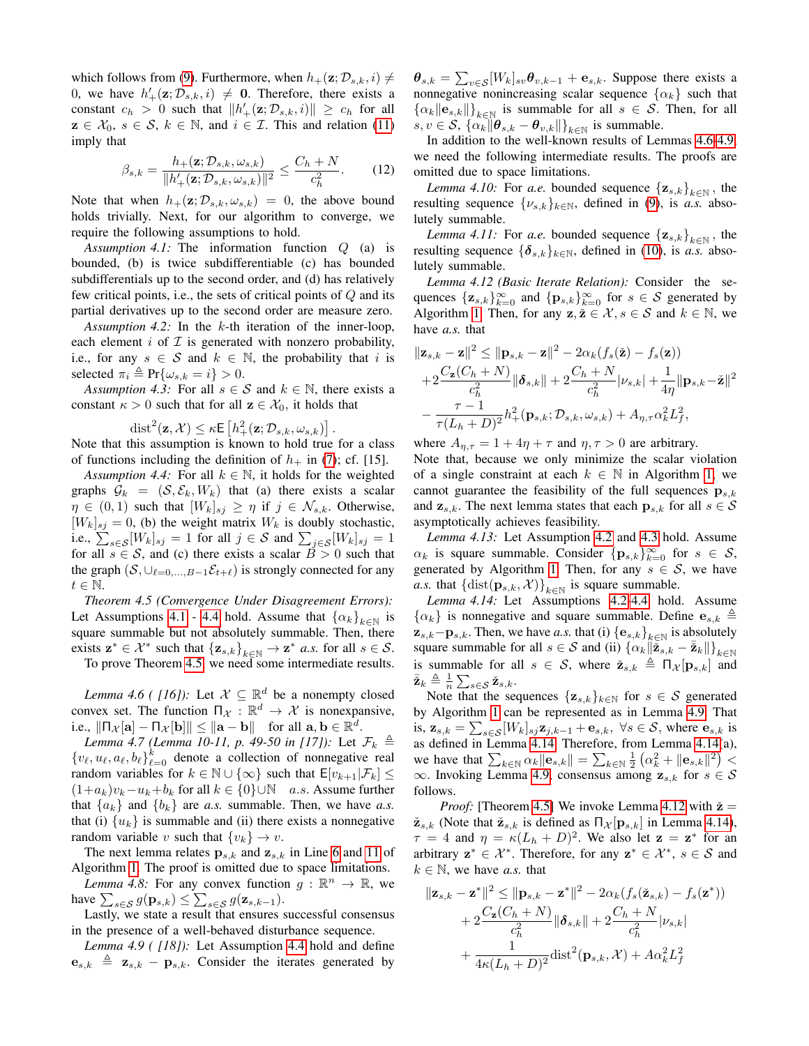which follows from (9). Furthermore, when $h_+(\mathbf{z};\mathcal{D}_{s,k},i) \neq 0$, we have $h'_+(\mathbf{z};\mathcal{D}_{s,k},i) \neq \mathbf{0}$. Therefore, there exists a constant $c_h > 0$ such that $\|h'_+(\mathbf{z};\mathcal{D}_{s,k},i)\| \geq c_h$ for all $\mathbf{z} \in \mathcal{X}_0$, $s \in \mathcal{S}$, $k \in \mathbb{N}$, and $i \in \mathcal{I}$. This and relation (11) imply that

$$\beta_{s,k} = \frac{h_+(\mathbf{z};\mathcal{D}_{s,k},\omega_{s,k})}{\|h'_+(\mathbf{z};\mathcal{D}_{s,k},\omega_{s,k})\|^2} \leq \frac{C_h + N}{c_h^2}. \tag{12}$$

Note that when $h_+(\mathbf{z};\mathcal{D}_{s,k},\omega_{s,k}) = 0$, the above bound holds trivially. Next, for our algorithm to converge, we require the following assumptions to hold.

*Assumption 4.1:* The information function $Q$ (a) is bounded, (b) is twice subdifferentiable (c) has bounded subdifferentials up to the second order, and (d) has relatively few critical points, i.e., the sets of critical points of $Q$ and its partial derivatives up to the second order are measure zero.

*Assumption 4.2:* In the $k$-th iteration of the inner-loop, each element $i$ of $\mathcal{I}$ is generated with nonzero probability, i.e., for any $s \in \mathcal{S}$ and $k \in \mathbb{N}$, the probability that $i$ is selected $\pi_i \triangleq \Pr\{\omega_{s,k} = i\} > 0$.

*Assumption 4.3:* For all $s \in \mathcal{S}$ and $k \in \mathbb{N}$, there exists a constant $\kappa > 0$ such that for all $\mathbf{z} \in \mathcal{X}_0$, it holds that

$$\text{dist}^2(\mathbf{z},\mathcal{X}) \leq \kappa \mathsf{E}\left[h_+^2(\mathbf{z};\mathcal{D}_{s,k},\omega_{s,k})\right].$$

Note that this assumption is known to hold true for a class of functions including the definition of $h_+$ in (7); cf. [15].

*Assumption 4.4:* For all $k \in \mathbb{N}$, it holds for the weighted graphs $\mathcal{G}_k = (\mathcal{S},\mathcal{E}_k,W_k)$ that (a) there exists a scalar $\eta \in (0,1)$ such that $[W_k]_{sj} \geq \eta$ if $j \in \mathcal{N}_{s,k}$. Otherwise, $[W_k]_{sj} = 0$, (b) the weight matrix $W_k$ is doubly stochastic, i.e., $\sum_{s\in\mathcal{S}}[W_k]_{sj} = 1$ for all $j \in \mathcal{S}$ and $\sum_{j\in\mathcal{S}}[W_k]_{sj} = 1$ for all $s \in \mathcal{S}$, and (c) there exists a scalar $B > 0$ such that the graph $(\mathcal{S},\cup_{\ell=0,\ldots,B-1}\mathcal{E}_{t+\ell})$ is strongly connected for any $t \in \mathbb{N}$.

*Theorem 4.5 (Convergence Under Disagreement Errors):* Let Assumptions 4.1 - 4.4 hold. Assume that $\{\alpha_k\}_{k\in\mathbb{N}}$ is square summable but not absolutely summable. Then, there exists $\mathbf{z}^* \in \mathcal{X}^*$ such that $\{\mathbf{z}_{s,k}\}_{k\in\mathbb{N}} \to \mathbf{z}^*$ *a.s.* for all $s \in \mathcal{S}$.

To prove Theorem 4.5, we need some intermediate results.

*Lemma 4.6 ( [16]):* Let $\mathcal{X} \subseteq \mathbb{R}^d$ be a nonempty closed convex set. The function $\Pi_{\mathcal{X}} : \mathbb{R}^d \to \mathcal{X}$ is nonexpansive, i.e., $\|\Pi_{\mathcal{X}}[\mathbf{a}] - \Pi_{\mathcal{X}}[\mathbf{b}]\| \leq \|\mathbf{a} - \mathbf{b}\|$ for all $\mathbf{a},\mathbf{b} \in \mathbb{R}^d$.

*Lemma 4.7 (Lemma 10-11, p. 49-50 in [17]):* Let $\mathcal{F}_k \triangleq \{v_\ell,u_\ell,a_\ell,b_\ell\}_{\ell=0}^k$ denote a collection of nonnegative real random variables for $k \in \mathbb{N}\cup\{\infty\}$ such that $\mathsf{E}[v_{k+1}|\mathcal{F}_k] \leq (1+a_k)v_k - u_k + b_k$ for all $k \in \{0\}\cup\mathbb{N}$ *a.s.* Assume further that $\{a_k\}$ and $\{b_k\}$ are *a.s.* summable. Then, we have *a.s.* that (i) $\{u_k\}$ is summable and (ii) there exists a nonnegative random variable $v$ such that $\{v_k\} \to v$.

The next lemma relates $\mathbf{p}_{s,k}$ and $\mathbf{z}_{s,k}$ in Line 6 and 11 of Algorithm 1. The proof is omitted due to space limitations.

*Lemma 4.8:* For any convex function $g : \mathbb{R}^n \to \mathbb{R}$, we have $\sum_{s\in\mathcal{S}} g(\mathbf{p}_{s,k}) \leq \sum_{s\in\mathcal{S}} g(\mathbf{z}_{s,k-1})$.

Lastly, we state a result that ensures successful consensus in the presence of a well-behaved disturbance sequence.

*Lemma 4.9 ( [18]):* Let Assumption 4.4 hold and define $\mathbf{e}_{s,k} \triangleq \mathbf{z}_{s,k} - \mathbf{p}_{s,k}$. Consider the iterates generated by $\boldsymbol{\theta}_{s,k} = \sum_{v\in\mathcal{S}}[W_k]_{sv}\boldsymbol{\theta}_{v,k-1} + \mathbf{e}_{s,k}$. Suppose there exists a nonnegative nonincreasing scalar sequence $\{\alpha_k\}$ such that $\{\alpha_k\|\mathbf{e}_{s,k}\|\}_{k\in\mathbb{N}}$ is summable for all $s \in \mathcal{S}$. Then, for all $s,v \in \mathcal{S}$, $\{\alpha_k\|\boldsymbol{\theta}_{s,k} - \boldsymbol{\theta}_{v,k}\|\}_{k\in\mathbb{N}}$ is summable.

In addition to the well-known results of Lemmas 4.6-4.9, we need the following intermediate results. The proofs are omitted due to space limitations.

*Lemma 4.10:* For *a.e.* bounded sequence $\{\mathbf{z}_{s,k}\}_{k\in\mathbb{N}}$, the resulting sequence $\{\nu_{s,k}\}_{k\in\mathbb{N}}$, defined in (9), is *a.s.* absolutely summable.

*Lemma 4.11:* For *a.e.* bounded sequence $\{\mathbf{z}_{s,k}\}_{k\in\mathbb{N}}$, the resulting sequence $\{\boldsymbol{\delta}_{s,k}\}_{k\in\mathbb{N}}$, defined in (10), is *a.s.* absolutely summable.

*Lemma 4.12 (Basic Iterate Relation):* Consider the sequences $\{\mathbf{z}_{s,k}\}_{k=0}^\infty$ and $\{\mathbf{p}_{s,k}\}_{k=0}^\infty$ for $s \in \mathcal{S}$ generated by Algorithm 1. Then, for any $\mathbf{z},\check{\mathbf{z}} \in \mathcal{X}$, $s \in \mathcal{S}$ and $k \in \mathbb{N}$, we have *a.s.* that

$$\begin{aligned}
\|\mathbf{z}_{s,k} - \mathbf{z}\|^2 &\leq \|\mathbf{p}_{s,k} - \mathbf{z}\|^2 - 2\alpha_k(f_s(\check{\mathbf{z}}) - f_s(\mathbf{z})) \\
&+ 2\frac{C_{\mathbf{z}}(C_h + N)}{c_h^2}\|\boldsymbol{\delta}_{s,k}\| + 2\frac{C_h + N}{c_h^2}|\nu_{s,k}| + \frac{1}{4\eta}\|\mathbf{p}_{s,k} - \check{\mathbf{z}}\|^2 \\
&- \frac{\tau - 1}{\tau(L_h + D)^2}h_+^2(\mathbf{p}_{s,k};\mathcal{D}_{s,k},\omega_{s,k}) + A_{\eta,\tau}\alpha_k^2 L_f^2,
\end{aligned}$$

where $A_{\eta,\tau} = 1 + 4\eta + \tau$ and $\eta,\tau > 0$ are arbitrary.

Note that, because we only minimize the scalar violation of a single constraint at each $k \in \mathbb{N}$ in Algorithm 1, we cannot guarantee the feasibility of the full sequences $\mathbf{p}_{s,k}$ and $\mathbf{z}_{s,k}$. The next lemma states that each $\mathbf{p}_{s,k}$ for all $s \in \mathcal{S}$ asymptotically achieves feasibility.

*Lemma 4.13:* Let Assumption 4.2 and 4.3 hold. Assume $\alpha_k$ is square summable. Consider $\{\mathbf{p}_{s,k}\}_{k=0}^\infty$ for $s \in \mathcal{S}$, generated by Algorithm 1. Then, for any $s \in \mathcal{S}$, we have *a.s.* that $\{\text{dist}(\mathbf{p}_{s,k},\mathcal{X})\}_{k\in\mathbb{N}}$ is square summable.

*Lemma 4.14:* Let Assumptions 4.2-4.4 hold. Assume $\{\alpha_k\}$ is nonnegative and square summable. Define $\mathbf{e}_{s,k} \triangleq \mathbf{z}_{s,k} - \mathbf{p}_{s,k}$. Then, we have *a.s.* that (i) $\{\mathbf{e}_{s,k}\}_{k\in\mathbb{N}}$ is absolutely square summable for all $s \in \mathcal{S}$ and (ii) $\{\alpha_k\|\check{\mathbf{z}}_{s,k} - \bar{\check{\mathbf{z}}}_k\|\}_{k\in\mathbb{N}}$ is summable for all $s \in \mathcal{S}$, where $\check{\mathbf{z}}_{s,k} \triangleq \Pi_{\mathcal{X}}[\mathbf{p}_{s,k}]$ and $\bar{\check{\mathbf{z}}}_k \triangleq \frac{1}{n}\sum_{s\in\mathcal{S}}\check{\mathbf{z}}_{s,k}$.

Note that the sequences $\{\mathbf{z}_{s,k}\}_{k\in\mathbb{N}}$ for $s \in \mathcal{S}$ generated by Algorithm 1 can be represented as in Lemma 4.9. That is, $\mathbf{z}_{s,k} = \sum_{s\in\mathcal{S}}[W_k]_{sj}\mathbf{z}_{j,k-1} + \mathbf{e}_{s,k}$, $\forall s \in \mathcal{S}$, where $\mathbf{e}_{s,k}$ is as defined in Lemma 4.14. Therefore, from Lemma 4.14(a), we have that $\sum_{k\in\mathbb{N}}\alpha_k\|\mathbf{e}_{s,k}\| = \sum_{k\in\mathbb{N}}\frac{1}{2}\left(\alpha_k^2 + \|\mathbf{e}_{s,k}\|^2\right) < \infty$. Invoking Lemma 4.9, consensus among $\mathbf{z}_{s,k}$ for $s \in \mathcal{S}$ follows.

*Proof:* [Theorem 4.5] We invoke Lemma 4.12 with $\check{\mathbf{z}} = \check{\mathbf{z}}_{s,k}$ (Note that $\check{\mathbf{z}}_{s,k}$ is defined as $\Pi_{\mathcal{X}}[\mathbf{p}_{s,k}]$ in Lemma 4.14), $\tau = 4$ and $\eta = \kappa(L_h + D)^2$. We also let $\mathbf{z} = \mathbf{z}^*$ for an arbitrary $\mathbf{z}^* \in \mathcal{X}^*$. Therefore, for any $\mathbf{z}^* \in \mathcal{X}^*$, $s \in \mathcal{S}$ and $k \in \mathbb{N}$, we have *a.s.* that

$$\begin{aligned}
\|\mathbf{z}_{s,k} - \mathbf{z}^*\|^2 &\leq \|\mathbf{p}_{s,k} - \mathbf{z}^*\|^2 - 2\alpha_k(f_s(\check{\mathbf{z}}_{s,k}) - f_s(\mathbf{z}^*)) \\
&+ 2\frac{C_{\mathbf{z}}(C_h + N)}{c_h^2}\|\boldsymbol{\delta}_{s,k}\| + 2\frac{C_h + N}{c_h^2}|\nu_{s,k}| \\
&+ \frac{1}{4\kappa(L_h + D)^2}\text{dist}^2(\mathbf{p}_{s,k},\mathcal{X}) + A\alpha_k^2 L_f^2
\end{aligned}$$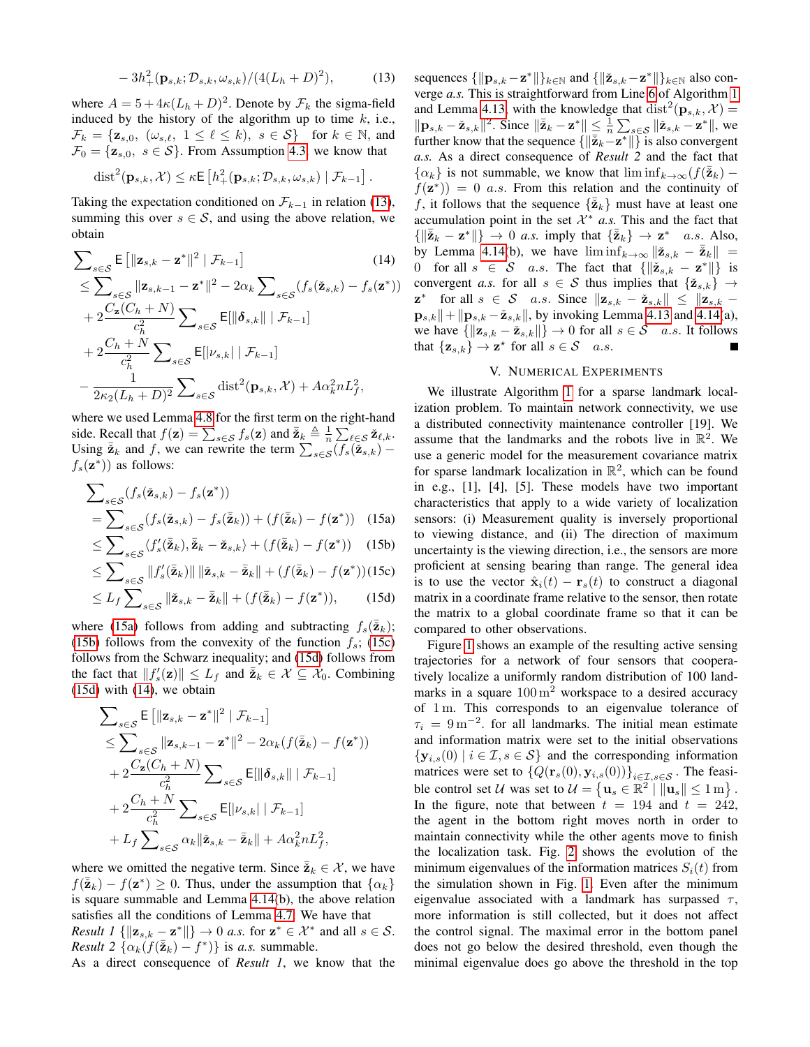$$-3h_+^2(\mathbf{p}_{s,k};\mathcal{D}_{s,k},\omega_{s,k})/(4(L_h+D)^2), \tag{13}$$

where $A = 5+4\kappa(L_h+D)^2$. Denote by $\mathcal{F}_k$ the sigma-field induced by the history of the algorithm up to time $k$, i.e., $\mathcal{F}_k = \{\mathbf{z}_{s,0},\ (\omega_{s,\ell},\ 1\le \ell \le k),\ s\in\mathcal{S}\}$ for $k\in\mathbb{N}$, and $\mathcal{F}_0 = \{\mathbf{z}_{s,0},\ s\in\mathcal{S}\}$. From Assumption 4.3, we know that

$$\operatorname{dist}^2(\mathbf{p}_{s,k},\mathcal{X}) \le \kappa \mathsf{E}\left[h_+^2(\mathbf{p}_{s,k};\mathcal{D}_{s,k},\omega_{s,k}) \mid \mathcal{F}_{k-1}\right].$$

Taking the expectation conditioned on $\mathcal{F}_{k-1}$ in relation (13), summing this over $s\in\mathcal{S}$, and using the above relation, we obtain

$$\begin{aligned}
&\sum_{s\in\mathcal{S}} \mathsf{E}\left[\|\mathbf{z}_{s,k}-\mathbf{z}^*\|^2 \mid \mathcal{F}_{k-1}\right] \qquad (14)\\
&\le \sum_{s\in\mathcal{S}} \|\mathbf{z}_{s,k-1}-\mathbf{z}^*\|^2 - 2\alpha_k \sum_{s\in\mathcal{S}}(f_s(\check{\mathbf{z}}_{s,k})-f_s(\mathbf{z}^*))\\
&\quad + 2\frac{C_{\mathbf{z}}(C_h+N)}{c_h^2}\sum_{s\in\mathcal{S}} \mathsf{E}[\|\boldsymbol{\delta}_{s,k}\| \mid \mathcal{F}_{k-1}]\\
&\quad + 2\frac{C_h+N}{c_h^2}\sum_{s\in\mathcal{S}} \mathsf{E}[|\nu_{s,k}| \mid \mathcal{F}_{k-1}]\\
&\quad - \frac{1}{2\kappa_2(L_h+D)^2}\sum_{s\in\mathcal{S}} \operatorname{dist}^2(\mathbf{p}_{s,k},\mathcal{X}) + A\alpha_k^2 n L_f^2,
\end{aligned}$$

where we used Lemma 4.8 for the first term on the right-hand side. Recall that $f(\mathbf{z}) = \sum_{s\in\mathcal{S}} f_s(\mathbf{z})$ and $\bar{\check{\mathbf{z}}}_k \triangleq \frac{1}{n}\sum_{\ell\in\mathcal{S}} \check{\mathbf{z}}_{\ell,k}$. Using $\bar{\check{\mathbf{z}}}_k$ and $f$, we can rewrite the term $\sum_{s\in\mathcal{S}}(f_s(\check{\mathbf{z}}_{s,k}) - f_s(\mathbf{z}^*))$ as follows:

$$\begin{aligned}
&\sum_{s\in\mathcal{S}}(f_s(\check{\mathbf{z}}_{s,k})-f_s(\mathbf{z}^*))\\
&= \sum_{s\in\mathcal{S}}(f_s(\check{\mathbf{z}}_{s,k})-f_s(\bar{\check{\mathbf{z}}}_k)) + (f(\bar{\check{\mathbf{z}}}_k)-f(\mathbf{z}^*)) \qquad (15a)\\
&\le \sum_{s\in\mathcal{S}}\langle f_s'(\bar{\check{\mathbf{z}}}_k), \bar{\check{\mathbf{z}}}_k - \check{\mathbf{z}}_{s,k}\rangle + (f(\bar{\check{\mathbf{z}}}_k)-f(\mathbf{z}^*)) \qquad (15b)\\
&\le \sum_{s\in\mathcal{S}}\|f_s'(\bar{\check{\mathbf{z}}}_k)\|\,\|\check{\mathbf{z}}_{s,k}-\bar{\check{\mathbf{z}}}_k\| + (f(\bar{\check{\mathbf{z}}}_k)-f(\mathbf{z}^*)) \qquad (15c)\\
&\le L_f \sum_{s\in\mathcal{S}}\|\check{\mathbf{z}}_{s,k}-\bar{\check{\mathbf{z}}}_k\| + (f(\bar{\check{\mathbf{z}}}_k)-f(\mathbf{z}^*)), \qquad (15d)
\end{aligned}$$

where (15a) follows from adding and subtracting $f_s(\bar{\check{\mathbf{z}}}_k)$; (15b) follows from the convexity of the function $f_s$; (15c) follows from the Schwarz inequality; and (15d) follows from the fact that $\|f_s'(\mathbf{z})\| \le L_f$ and $\bar{\check{\mathbf{z}}}_k \in \mathcal{X} \subseteq \mathcal{X}_0$. Combining (15d) with (14), we obtain

$$\begin{aligned}
&\sum_{s\in\mathcal{S}} \mathsf{E}\left[\|\mathbf{z}_{s,k}-\mathbf{z}^*\|^2 \mid \mathcal{F}_{k-1}\right]\\
&\le \sum_{s\in\mathcal{S}} \|\mathbf{z}_{s,k-1}-\mathbf{z}^*\|^2 - 2\alpha_k(f(\bar{\check{\mathbf{z}}}_k)-f(\mathbf{z}^*))\\
&\quad + 2\frac{C_{\mathbf{z}}(C_h+N)}{c_h^2}\sum_{s\in\mathcal{S}} \mathsf{E}[\|\boldsymbol{\delta}_{s,k}\| \mid \mathcal{F}_{k-1}]\\
&\quad + 2\frac{C_h+N}{c_h^2}\sum_{s\in\mathcal{S}} \mathsf{E}[|\nu_{s,k}| \mid \mathcal{F}_{k-1}]\\
&\quad + L_f\sum_{s\in\mathcal{S}}\alpha_k\|\check{\mathbf{z}}_{s,k}-\bar{\check{\mathbf{z}}}_k\| + A\alpha_k^2 n L_f^2,
\end{aligned}$$

where we omitted the negative term. Since $\bar{\check{\mathbf{z}}}_k \in \mathcal{X}$, we have $f(\bar{\check{\mathbf{z}}}_k) - f(\mathbf{z}^*) \ge 0$. Thus, under the assumption that $\{\alpha_k\}$ is square summable and Lemma 4.14(b), the above relation satisfies all the conditions of Lemma 4.7. We have that

*Result 1* $\{\|\mathbf{z}_{s,k}-\mathbf{z}^*\|\} \to 0$ *a.s.* for $\mathbf{z}^*\in\mathcal{X}^*$ and all $s\in\mathcal{S}$.

*Result 2* $\{\alpha_k(f(\bar{\check{\mathbf{z}}}_k)-f^*)\}$ is *a.s.* summable.

As a direct consequence of *Result 1*, we know that the sequences $\{\|\mathbf{p}_{s,k}-\mathbf{z}^*\|\}_{k\in\mathbb{N}}$ and $\{\|\check{\mathbf{z}}_{s,k}-\mathbf{z}^*\|\}_{k\in\mathbb{N}}$ also converge *a.s.* This is straightforward from Line 6 of Algorithm 1 and Lemma 4.13, with the knowledge that $\operatorname{dist}^2(\mathbf{p}_{s,k},\mathcal{X}) = \|\mathbf{p}_{s,k}-\check{\mathbf{z}}_{s,k}\|^2$. Since $\|\bar{\check{\mathbf{z}}}_k - \mathbf{z}^*\| \le \frac{1}{n}\sum_{s\in\mathcal{S}}\|\check{\mathbf{z}}_{s,k}-\mathbf{z}^*\|$, we further know that the sequence $\{\|\bar{\check{\mathbf{z}}}_k-\mathbf{z}^*\|\}$ is also convergent *a.s.* As a direct consequence of *Result 2* and the fact that $\{\alpha_k\}$ is not summable, we know that $\liminf_{k\to\infty}(f(\bar{\check{\mathbf{z}}}_k) - f(\mathbf{z}^*)) = 0$ *a.s.* From this relation and the continuity of $f$, it follows that the sequence $\{\bar{\check{\mathbf{z}}}_k\}$ must have at least one accumulation point in the set $\mathcal{X}^*$ *a.s.* This and the fact that $\{\|\bar{\check{\mathbf{z}}}_k-\mathbf{z}^*\|\}\to 0$ *a.s.* imply that $\{\bar{\check{\mathbf{z}}}_k\}\to\mathbf{z}^*$ *a.s.* Also, by Lemma 4.14(b), we have $\liminf_{k\to\infty}\|\check{\mathbf{z}}_{s,k}-\bar{\check{\mathbf{z}}}_k\| = 0$ for all $s\in\mathcal{S}$ *a.s.* The fact that $\{\|\check{\mathbf{z}}_{s,k}-\mathbf{z}^*\|\}$ is convergent *a.s.* for all $s\in\mathcal{S}$ thus implies that $\{\check{\mathbf{z}}_{s,k}\}\to\mathbf{z}^*$ for all $s\in\mathcal{S}$ *a.s.* Since $\|\mathbf{z}_{s,k}-\check{\mathbf{z}}_{s,k}\| \le \|\mathbf{z}_{s,k}-\mathbf{p}_{s,k}\| + \|\mathbf{p}_{s,k}-\check{\mathbf{z}}_{s,k}\|$, by invoking Lemma 4.13 and 4.14(a), we have $\{\|\mathbf{z}_{s,k}-\check{\mathbf{z}}_{s,k}\|\}\to 0$ for all $s\in\mathcal{S}$ *a.s.* It follows that $\{\mathbf{z}_{s,k}\}\to\mathbf{z}^*$ for all $s\in\mathcal{S}$ *a.s.* ∎

## V. Numerical Experiments

We illustrate Algorithm 1 for a sparse landmark localization problem. To maintain network connectivity, we use a distributed connectivity maintenance controller [19]. We assume that the landmarks and the robots live in $\mathbb{R}^2$. We use a generic model for the measurement covariance matrix for sparse landmark localization in $\mathbb{R}^2$, which can be found in e.g., [1], [4], [5]. These models have two important characteristics that apply to a wide variety of localization sensors: (i) Measurement quality is inversely proportional to viewing distance, and (ii) The direction of maximum uncertainty is the viewing direction, i.e., the sensors are more proficient at sensing bearing than range. The general idea is to use the vector $\hat{\mathbf{x}}_i(t) - \mathbf{r}_s(t)$ to construct a diagonal matrix in a coordinate frame relative to the sensor, then rotate the matrix to a global coordinate frame so that it can be compared to other observations.

Figure 1 shows an example of the resulting active sensing trajectories for a network of four sensors that cooperatively localize a uniformly random distribution of 100 landmarks in a square $100\,\mathrm{m}^2$ workspace to a desired accuracy of $1\,\mathrm{m}$. This corresponds to an eigenvalue tolerance of $\tau_i = 9\,\mathrm{m}^{-2}$. for all landmarks. The initial mean estimate and information matrix were set to the initial observations $\{\mathbf{y}_{i,s}(0) \mid i\in\mathcal{I}, s\in\mathcal{S}\}$ and the corresponding information matrices were set to $\{Q(\mathbf{r}_s(0),\mathbf{y}_{i,s}(0))\}_{i\in\mathcal{I},s\in\mathcal{S}}$. The feasible control set $\mathcal{U}$ was set to $\mathcal{U} = \{\mathbf{u}_s\in\mathbb{R}^2 \mid \|\mathbf{u}_s\| \le 1\,\mathrm{m}\}$. In the figure, note that between $t = 194$ and $t = 242$, the agent in the bottom right moves north in order to maintain connectivity while the other agents move to finish the localization task. Fig. 2 shows the evolution of the minimum eigenvalues of the information matrices $S_i(t)$ from the simulation shown in Fig. 1. Even after the minimum eigenvalue associated with a landmark has surpassed $\tau$, more information is still collected, but it does not affect the control signal. The maximal error in the bottom panel does not go below the desired threshold, even though the minimal eigenvalue does go above the threshold in the top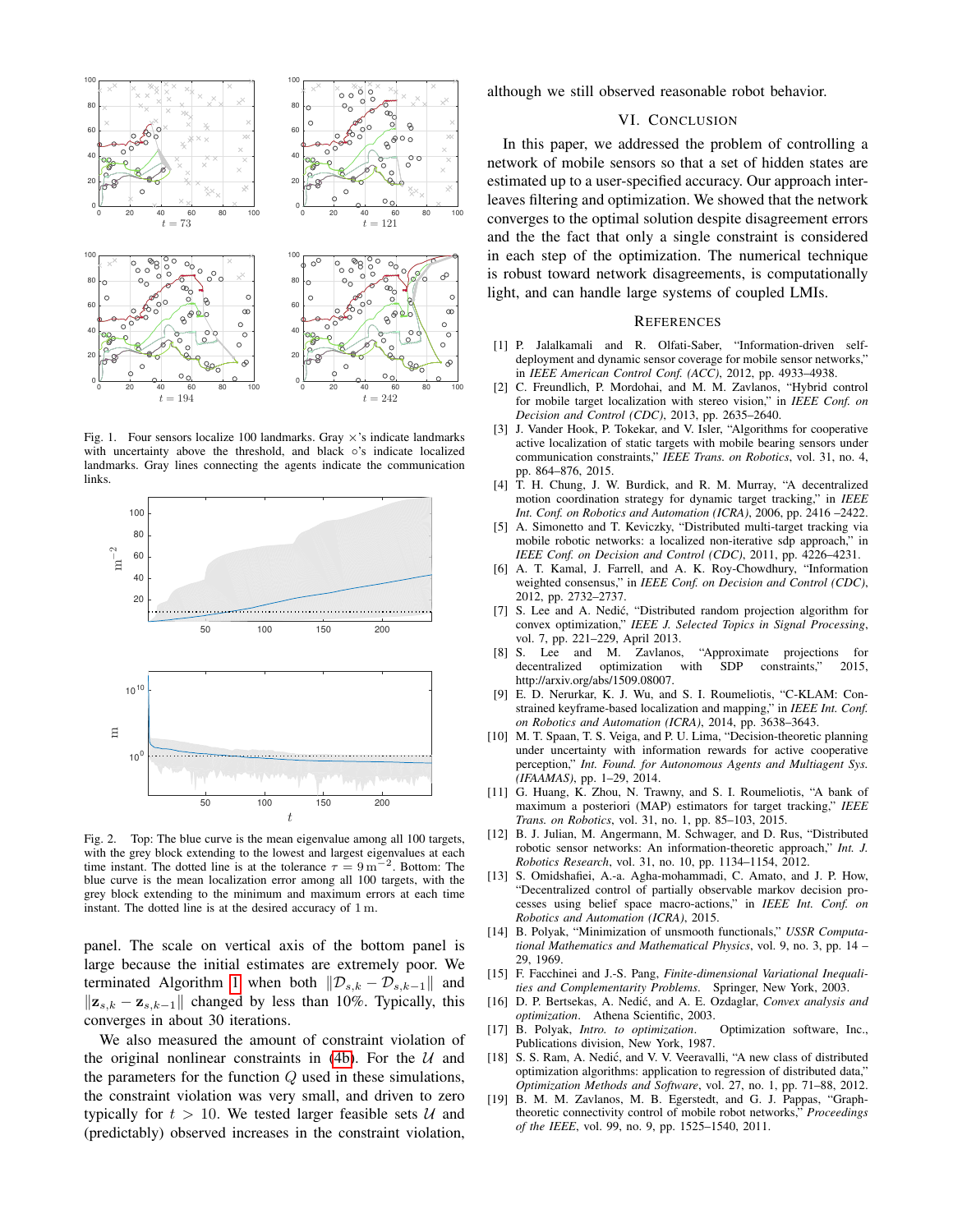100
80
60
40
20
0
0 20 40 60 80 100
$t = 73$

100
80
60
40
20
0
0 20 40 60 80 100
$t = 121$

100
80
60
40
20
0
0 20 40 60 80 100
$t = 194$

100
80
60
40
20
0
0 20 40 60 80 100
$t = 242$

Fig. 1. Four sensors localize 100 landmarks. Gray ×'s indicate landmarks with uncertainty above the threshold, and black ○'s indicate localized landmarks. Gray lines connecting the agents indicate the communication links.

$\mathrm{m}^{-2}$
100
80
60
40
20
50 100 150 200

m
$10^{10}$
$10^{0}$
50 100 150 200
$t$

Fig. 2. Top: The blue curve is the mean eigenvalue among all 100 targets, with the grey block extending to the lowest and largest eigenvalues at each time instant. The dotted line is at the tolerance $\tau = 9\,\mathrm{m}^{-2}$. Bottom: The blue curve is the mean localization error among all 100 targets, with the grey block extending to the minimum and maximum errors at each time instant. The dotted line is at the desired accuracy of 1 m.

panel. The scale on vertical axis of the bottom panel is large because the initial estimates are extremely poor. We terminated Algorithm 1 when both $\|\mathcal{D}_{s,k} - \mathcal{D}_{s,k-1}\|$ and $\|\mathbf{z}_{s,k} - \mathbf{z}_{s,k-1}\|$ changed by less than 10%. Typically, this converges in about 30 iterations.

We also measured the amount of constraint violation of the original nonlinear constraints in (4b). For the $\mathcal{U}$ and the parameters for the function $Q$ used in these simulations, the constraint violation was very small, and driven to zero typically for $t > 10$. We tested larger feasible sets $\mathcal{U}$ and (predictably) observed increases in the constraint violation, although we still observed reasonable robot behavior.

## VI. Conclusion

In this paper, we addressed the problem of controlling a network of mobile sensors so that a set of hidden states are estimated up to a user-specified accuracy. Our approach interleaves filtering and optimization. We showed that the network converges to the optimal solution despite disagreement errors and the the fact that only a single constraint is considered in each step of the optimization. The numerical technique is robust toward network disagreements, is computationally light, and can handle large systems of coupled LMIs.

## References

[1] P. Jalalkamali and R. Olfati-Saber, "Information-driven self-deployment and dynamic sensor coverage for mobile sensor networks," in *IEEE American Control Conf. (ACC)*, 2012, pp. 4933–4938.

[2] C. Freundlich, P. Mordohai, and M. M. Zavlanos, "Hybrid control for mobile target localization with stereo vision," in *IEEE Conf. on Decision and Control (CDC)*, 2013, pp. 2635–2640.

[3] A. Vander Hook, P. Tokekar, and V. Isler, "Algorithms for cooperative active localization of static targets with mobile bearing sensors under communication constraints," *IEEE Trans. on Robotics*, vol. 31, no. 4, pp. 864–876, 2015.

[4] T. H. Chung, J. W. Burdick, and R. M. Murray, "A decentralized motion coordination strategy for dynamic target tracking," in *IEEE Int. Conf. on Robotics and Automation (ICRA)*, 2006, pp. 2416 –2422.

[5] A. Simonetto and T. Keviczky, "Distributed multi-target tracking via mobile robotic networks: a localized non-iterative sdp approach," in *IEEE Conf. on Decision and Control (CDC)*, 2011, pp. 4226–4231.

[6] A. T. Kamal, J. Farrell, and A. K. Roy-Chowdhury, "Information weighted consensus," in *IEEE Conf. on Decision and Control (CDC)*, 2012, pp. 2732–2737.

[7] S. Lee and A. Nedić, "Distributed random projection algorithm for convex optimization," *IEEE J. Selected Topics in Signal Processing*, vol. 7, pp. 221–229, April 2013.

[8] S. Lee and M. Zavlanos, "Approximate projections for decentralized optimization with SDP constraints," 2015, http://arxiv.org/abs/1509.08007.

[9] E. D. Nerurkar, K. J. Wu, and S. I. Roumeliotis, "C-KLAM: Constrained keyframe-based localization and mapping," in *IEEE Int. Conf. on Robotics and Automation (ICRA)*, 2014, pp. 3638–3643.

[10] M. T. Spaan, T. S. Veiga, and P. U. Lima, "Decision-theoretic planning under uncertainty with information rewards for active cooperative perception," *Int. Found. for Autonomous Agents and Multiagent Sys. (IFAAMAS)*, pp. 1–29, 2014.

[11] G. Huang, K. Zhou, N. Trawny, and S. I. Roumeliotis, "A bank of maximum a posteriori (MAP) estimators for target tracking," *IEEE Trans. on Robotics*, vol. 31, no. 1, pp. 85–103, 2015.

[12] B. J. Julian, M. Angermann, M. Schwager, and D. Rus, "Distributed robotic sensor networks: An information-theoretic approach," *Int. J. Robotics Research*, vol. 31, no. 10, pp. 1134–1154, 2012.

[13] S. Omidshafiei, A.-a. Agha-mohammadi, C. Amato, and J. P. How, "Decentralized control of partially observable markov decision processes using belief space macro-actions," in *IEEE Int. Conf. on Robotics and Automation (ICRA)*, 2015.

[14] B. Polyak, "Minimization of unsmooth functionals," *USSR Computational Mathematics and Mathematical Physics*, vol. 9, no. 3, pp. 14 – 29, 1969.

[15] F. Facchinei and J.-S. Pang, *Finite-dimensional Variational Inequalities and Complementarity Problems*. Springer, New York, 2003.

[16] D. P. Bertsekas, A. Nedić, and A. E. Ozdaglar, *Convex analysis and optimization*. Athena Scientific, 2003.

[17] B. Polyak, *Intro. to optimization*. Optimization software, Inc., Publications division, New York, 1987.

[18] S. S. Ram, A. Nedić, and V. V. Veeravalli, "A new class of distributed optimization algorithms: application to regression of distributed data," *Optimization Methods and Software*, vol. 27, no. 1, pp. 71–88, 2012.

[19] B. M. M. Zavlanos, M. B. Egerstedt, and G. J. Pappas, "Graph-theoretic connectivity control of mobile robot networks," *Proceedings of the IEEE*, vol. 99, no. 9, pp. 1525–1540, 2011.